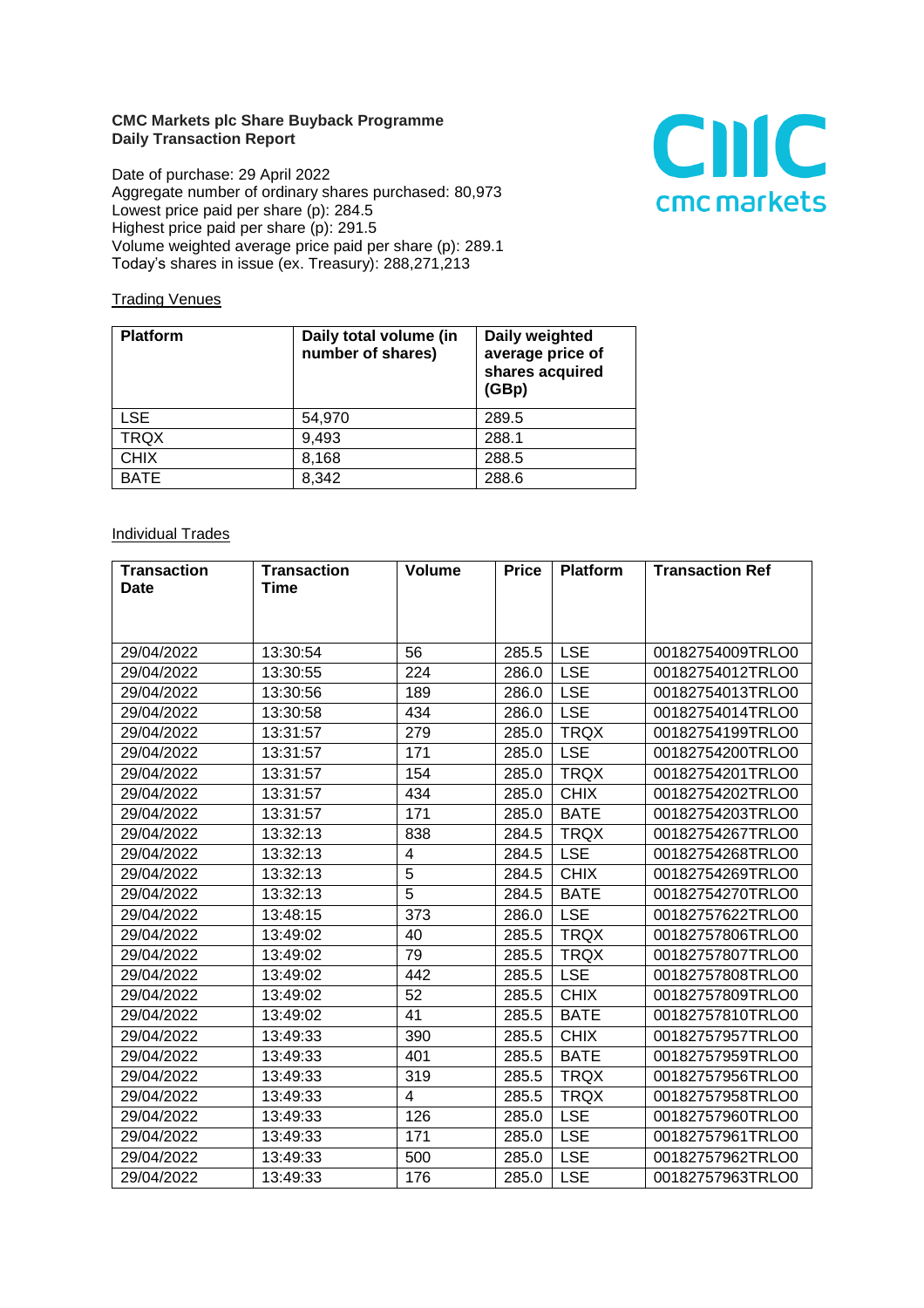**CMC Markets plc Share Buyback Programme**
**Daily Transaction Report**

Date of purchase: 29 April 2022
Aggregate number of ordinary shares purchased: 80,973
Lowest price paid per share (p): 284.5
Highest price paid per share (p): 291.5
Volume weighted average price paid per share (p): 289.1
Today's shares in issue (ex. Treasury): 288,271,213

Trading Venues

| Platform | Daily total volume (in number of shares) | Daily weighted average price of shares acquired (GBp) |
|---|---|---|
| LSE | 54,970 | 289.5 |
| TRQX | 9,493 | 288.1 |
| CHIX | 8,168 | 288.5 |
| BATE | 8,342 | 288.6 |

Individual Trades

| Transaction Date | Transaction Time | Volume | Price | Platform | Transaction Ref |
|---|---|---|---|---|---|
| 29/04/2022 | 13:30:54 | 56 | 285.5 | LSE | 00182754009TRLO0 |
| 29/04/2022 | 13:30:55 | 224 | 286.0 | LSE | 00182754012TRLO0 |
| 29/04/2022 | 13:30:56 | 189 | 286.0 | LSE | 00182754013TRLO0 |
| 29/04/2022 | 13:30:58 | 434 | 286.0 | LSE | 00182754014TRLO0 |
| 29/04/2022 | 13:31:57 | 279 | 285.0 | TRQX | 00182754199TRLO0 |
| 29/04/2022 | 13:31:57 | 171 | 285.0 | LSE | 00182754200TRLO0 |
| 29/04/2022 | 13:31:57 | 154 | 285.0 | TRQX | 00182754201TRLO0 |
| 29/04/2022 | 13:31:57 | 434 | 285.0 | CHIX | 00182754202TRLO0 |
| 29/04/2022 | 13:31:57 | 171 | 285.0 | BATE | 00182754203TRLO0 |
| 29/04/2022 | 13:32:13 | 838 | 284.5 | TRQX | 00182754267TRLO0 |
| 29/04/2022 | 13:32:13 | 4 | 284.5 | LSE | 00182754268TRLO0 |
| 29/04/2022 | 13:32:13 | 5 | 284.5 | CHIX | 00182754269TRLO0 |
| 29/04/2022 | 13:32:13 | 5 | 284.5 | BATE | 00182754270TRLO0 |
| 29/04/2022 | 13:48:15 | 373 | 286.0 | LSE | 00182757622TRLO0 |
| 29/04/2022 | 13:49:02 | 40 | 285.5 | TRQX | 00182757806TRLO0 |
| 29/04/2022 | 13:49:02 | 79 | 285.5 | TRQX | 00182757807TRLO0 |
| 29/04/2022 | 13:49:02 | 442 | 285.5 | LSE | 00182757808TRLO0 |
| 29/04/2022 | 13:49:02 | 52 | 285.5 | CHIX | 00182757809TRLO0 |
| 29/04/2022 | 13:49:02 | 41 | 285.5 | BATE | 00182757810TRLO0 |
| 29/04/2022 | 13:49:33 | 390 | 285.5 | CHIX | 00182757957TRLO0 |
| 29/04/2022 | 13:49:33 | 401 | 285.5 | BATE | 00182757959TRLO0 |
| 29/04/2022 | 13:49:33 | 319 | 285.5 | TRQX | 00182757956TRLO0 |
| 29/04/2022 | 13:49:33 | 4 | 285.5 | TRQX | 00182757958TRLO0 |
| 29/04/2022 | 13:49:33 | 126 | 285.0 | LSE | 00182757960TRLO0 |
| 29/04/2022 | 13:49:33 | 171 | 285.0 | LSE | 00182757961TRLO0 |
| 29/04/2022 | 13:49:33 | 500 | 285.0 | LSE | 00182757962TRLO0 |
| 29/04/2022 | 13:49:33 | 176 | 285.0 | LSE | 00182757963TRLO0 |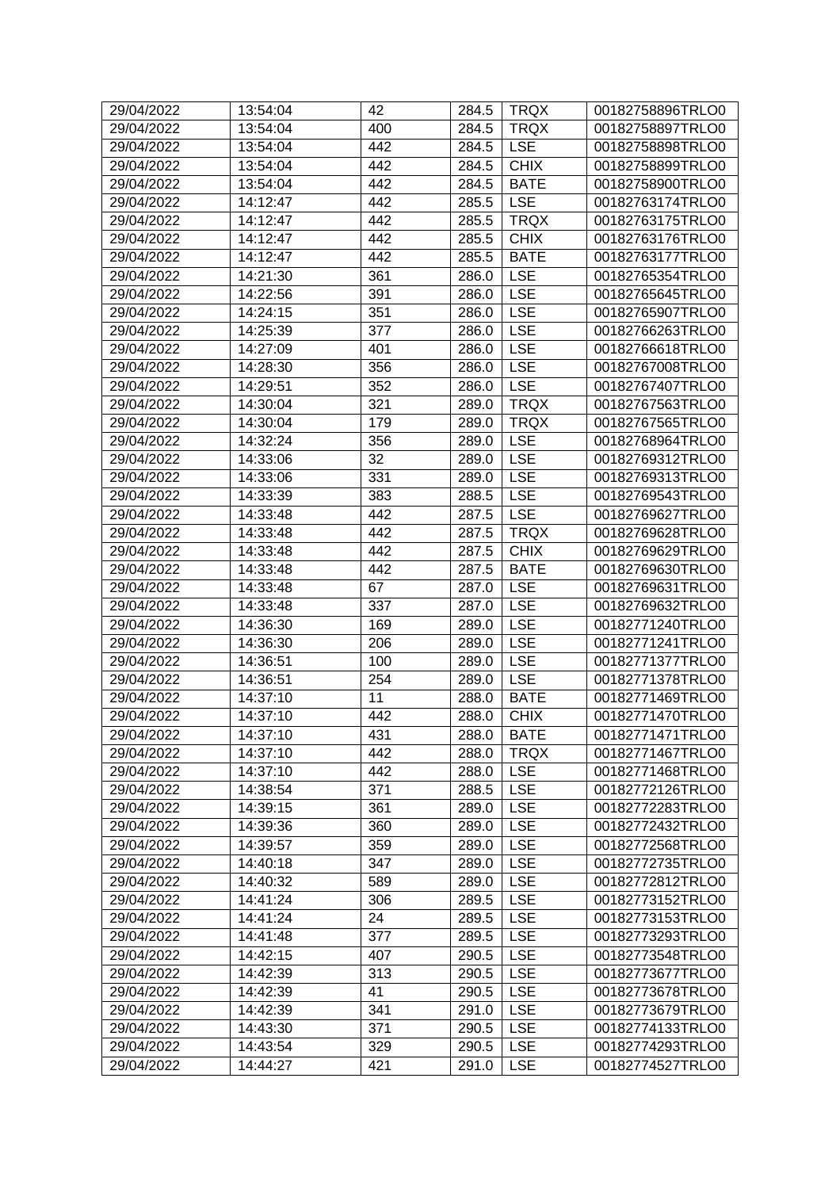| | | | | | |
|---|---|---|---|---|---|
| 29/04/2022 | 13:54:04 | 42 | 284.5 | TRQX | 00182758896TRLO0 |
| 29/04/2022 | 13:54:04 | 400 | 284.5 | TRQX | 00182758897TRLO0 |
| 29/04/2022 | 13:54:04 | 442 | 284.5 | LSE | 00182758898TRLO0 |
| 29/04/2022 | 13:54:04 | 442 | 284.5 | CHIX | 00182758899TRLO0 |
| 29/04/2022 | 13:54:04 | 442 | 284.5 | BATE | 00182758900TRLO0 |
| 29/04/2022 | 14:12:47 | 442 | 285.5 | LSE | 00182763174TRLO0 |
| 29/04/2022 | 14:12:47 | 442 | 285.5 | TRQX | 00182763175TRLO0 |
| 29/04/2022 | 14:12:47 | 442 | 285.5 | CHIX | 00182763176TRLO0 |
| 29/04/2022 | 14:12:47 | 442 | 285.5 | BATE | 00182763177TRLO0 |
| 29/04/2022 | 14:21:30 | 361 | 286.0 | LSE | 00182765354TRLO0 |
| 29/04/2022 | 14:22:56 | 391 | 286.0 | LSE | 00182765645TRLO0 |
| 29/04/2022 | 14:24:15 | 351 | 286.0 | LSE | 00182765907TRLO0 |
| 29/04/2022 | 14:25:39 | 377 | 286.0 | LSE | 00182766263TRLO0 |
| 29/04/2022 | 14:27:09 | 401 | 286.0 | LSE | 00182766618TRLO0 |
| 29/04/2022 | 14:28:30 | 356 | 286.0 | LSE | 00182767008TRLO0 |
| 29/04/2022 | 14:29:51 | 352 | 286.0 | LSE | 00182767407TRLO0 |
| 29/04/2022 | 14:30:04 | 321 | 289.0 | TRQX | 00182767563TRLO0 |
| 29/04/2022 | 14:30:04 | 179 | 289.0 | TRQX | 00182767565TRLO0 |
| 29/04/2022 | 14:32:24 | 356 | 289.0 | LSE | 00182768964TRLO0 |
| 29/04/2022 | 14:33:06 | 32 | 289.0 | LSE | 00182769312TRLO0 |
| 29/04/2022 | 14:33:06 | 331 | 289.0 | LSE | 00182769313TRLO0 |
| 29/04/2022 | 14:33:39 | 383 | 288.5 | LSE | 00182769543TRLO0 |
| 29/04/2022 | 14:33:48 | 442 | 287.5 | LSE | 00182769627TRLO0 |
| 29/04/2022 | 14:33:48 | 442 | 287.5 | TRQX | 00182769628TRLO0 |
| 29/04/2022 | 14:33:48 | 442 | 287.5 | CHIX | 00182769629TRLO0 |
| 29/04/2022 | 14:33:48 | 442 | 287.5 | BATE | 00182769630TRLO0 |
| 29/04/2022 | 14:33:48 | 67 | 287.0 | LSE | 00182769631TRLO0 |
| 29/04/2022 | 14:33:48 | 337 | 287.0 | LSE | 00182769632TRLO0 |
| 29/04/2022 | 14:36:30 | 169 | 289.0 | LSE | 00182771240TRLO0 |
| 29/04/2022 | 14:36:30 | 206 | 289.0 | LSE | 00182771241TRLO0 |
| 29/04/2022 | 14:36:51 | 100 | 289.0 | LSE | 00182771377TRLO0 |
| 29/04/2022 | 14:36:51 | 254 | 289.0 | LSE | 00182771378TRLO0 |
| 29/04/2022 | 14:37:10 | 11 | 288.0 | BATE | 00182771469TRLO0 |
| 29/04/2022 | 14:37:10 | 442 | 288.0 | CHIX | 00182771470TRLO0 |
| 29/04/2022 | 14:37:10 | 431 | 288.0 | BATE | 00182771471TRLO0 |
| 29/04/2022 | 14:37:10 | 442 | 288.0 | TRQX | 00182771467TRLO0 |
| 29/04/2022 | 14:37:10 | 442 | 288.0 | LSE | 00182771468TRLO0 |
| 29/04/2022 | 14:38:54 | 371 | 288.5 | LSE | 00182772126TRLO0 |
| 29/04/2022 | 14:39:15 | 361 | 289.0 | LSE | 00182772283TRLO0 |
| 29/04/2022 | 14:39:36 | 360 | 289.0 | LSE | 00182772432TRLO0 |
| 29/04/2022 | 14:39:57 | 359 | 289.0 | LSE | 00182772568TRLO0 |
| 29/04/2022 | 14:40:18 | 347 | 289.0 | LSE | 00182772735TRLO0 |
| 29/04/2022 | 14:40:32 | 589 | 289.0 | LSE | 00182772812TRLO0 |
| 29/04/2022 | 14:41:24 | 306 | 289.5 | LSE | 00182773152TRLO0 |
| 29/04/2022 | 14:41:24 | 24 | 289.5 | LSE | 00182773153TRLO0 |
| 29/04/2022 | 14:41:48 | 377 | 289.5 | LSE | 00182773293TRLO0 |
| 29/04/2022 | 14:42:15 | 407 | 290.5 | LSE | 00182773548TRLO0 |
| 29/04/2022 | 14:42:39 | 313 | 290.5 | LSE | 00182773677TRLO0 |
| 29/04/2022 | 14:42:39 | 41 | 290.5 | LSE | 00182773678TRLO0 |
| 29/04/2022 | 14:42:39 | 341 | 291.0 | LSE | 00182773679TRLO0 |
| 29/04/2022 | 14:43:30 | 371 | 290.5 | LSE | 00182774133TRLO0 |
| 29/04/2022 | 14:43:54 | 329 | 290.5 | LSE | 00182774293TRLO0 |
| 29/04/2022 | 14:44:27 | 421 | 291.0 | LSE | 00182774527TRLO0 |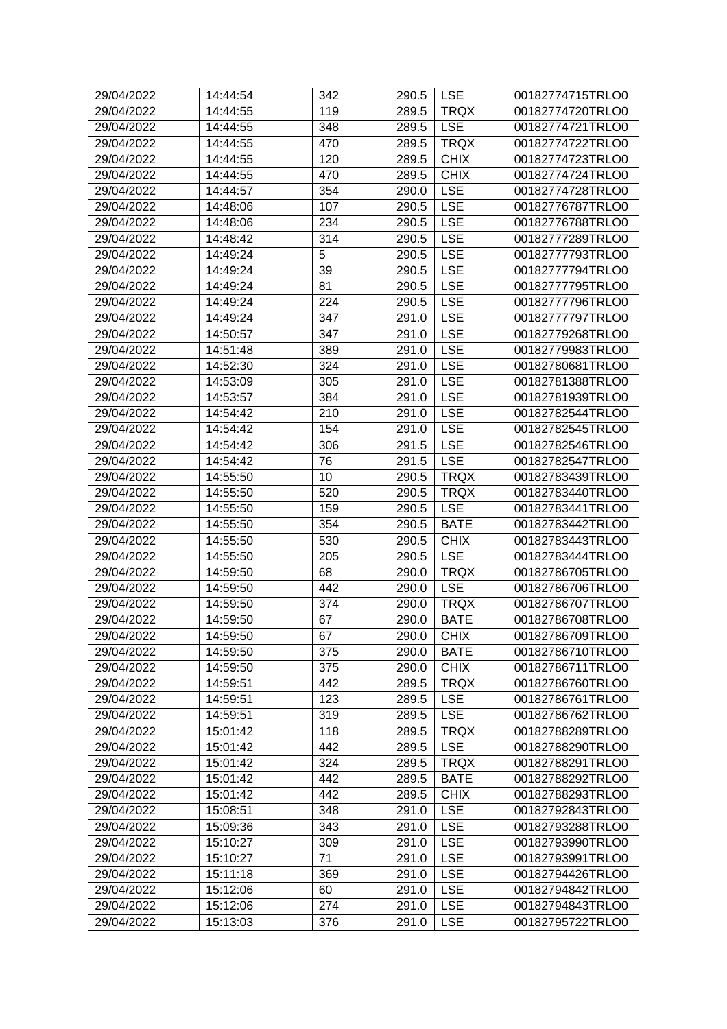| 29/04/2022 | 14:44:54 | 342 | 290.5 | LSE | 00182774715TRLO0 |
|---|---|---|---|---|---|
| 29/04/2022 | 14:44:55 | 119 | 289.5 | TRQX | 00182774720TRLO0 |
| 29/04/2022 | 14:44:55 | 348 | 289.5 | LSE | 00182774721TRLO0 |
| 29/04/2022 | 14:44:55 | 470 | 289.5 | TRQX | 00182774722TRLO0 |
| 29/04/2022 | 14:44:55 | 120 | 289.5 | CHIX | 00182774723TRLO0 |
| 29/04/2022 | 14:44:55 | 470 | 289.5 | CHIX | 00182774724TRLO0 |
| 29/04/2022 | 14:44:57 | 354 | 290.0 | LSE | 00182774728TRLO0 |
| 29/04/2022 | 14:48:06 | 107 | 290.5 | LSE | 00182776787TRLO0 |
| 29/04/2022 | 14:48:06 | 234 | 290.5 | LSE | 00182776788TRLO0 |
| 29/04/2022 | 14:48:42 | 314 | 290.5 | LSE | 00182777289TRLO0 |
| 29/04/2022 | 14:49:24 | 5 | 290.5 | LSE | 00182777793TRLO0 |
| 29/04/2022 | 14:49:24 | 39 | 290.5 | LSE | 00182777794TRLO0 |
| 29/04/2022 | 14:49:24 | 81 | 290.5 | LSE | 00182777795TRLO0 |
| 29/04/2022 | 14:49:24 | 224 | 290.5 | LSE | 00182777796TRLO0 |
| 29/04/2022 | 14:49:24 | 347 | 291.0 | LSE | 00182777797TRLO0 |
| 29/04/2022 | 14:50:57 | 347 | 291.0 | LSE | 00182779268TRLO0 |
| 29/04/2022 | 14:51:48 | 389 | 291.0 | LSE | 00182779983TRLO0 |
| 29/04/2022 | 14:52:30 | 324 | 291.0 | LSE | 00182780681TRLO0 |
| 29/04/2022 | 14:53:09 | 305 | 291.0 | LSE | 00182781388TRLO0 |
| 29/04/2022 | 14:53:57 | 384 | 291.0 | LSE | 00182781939TRLO0 |
| 29/04/2022 | 14:54:42 | 210 | 291.0 | LSE | 00182782544TRLO0 |
| 29/04/2022 | 14:54:42 | 154 | 291.0 | LSE | 00182782545TRLO0 |
| 29/04/2022 | 14:54:42 | 306 | 291.5 | LSE | 00182782546TRLO0 |
| 29/04/2022 | 14:54:42 | 76 | 291.5 | LSE | 00182782547TRLO0 |
| 29/04/2022 | 14:55:50 | 10 | 290.5 | TRQX | 00182783439TRLO0 |
| 29/04/2022 | 14:55:50 | 520 | 290.5 | TRQX | 00182783440TRLO0 |
| 29/04/2022 | 14:55:50 | 159 | 290.5 | LSE | 00182783441TRLO0 |
| 29/04/2022 | 14:55:50 | 354 | 290.5 | BATE | 00182783442TRLO0 |
| 29/04/2022 | 14:55:50 | 530 | 290.5 | CHIX | 00182783443TRLO0 |
| 29/04/2022 | 14:55:50 | 205 | 290.5 | LSE | 00182783444TRLO0 |
| 29/04/2022 | 14:59:50 | 68 | 290.0 | TRQX | 00182786705TRLO0 |
| 29/04/2022 | 14:59:50 | 442 | 290.0 | LSE | 00182786706TRLO0 |
| 29/04/2022 | 14:59:50 | 374 | 290.0 | TRQX | 00182786707TRLO0 |
| 29/04/2022 | 14:59:50 | 67 | 290.0 | BATE | 00182786708TRLO0 |
| 29/04/2022 | 14:59:50 | 67 | 290.0 | CHIX | 00182786709TRLO0 |
| 29/04/2022 | 14:59:50 | 375 | 290.0 | BATE | 00182786710TRLO0 |
| 29/04/2022 | 14:59:50 | 375 | 290.0 | CHIX | 00182786711TRLO0 |
| 29/04/2022 | 14:59:51 | 442 | 289.5 | TRQX | 00182786760TRLO0 |
| 29/04/2022 | 14:59:51 | 123 | 289.5 | LSE | 00182786761TRLO0 |
| 29/04/2022 | 14:59:51 | 319 | 289.5 | LSE | 00182786762TRLO0 |
| 29/04/2022 | 15:01:42 | 118 | 289.5 | TRQX | 00182788289TRLO0 |
| 29/04/2022 | 15:01:42 | 442 | 289.5 | LSE | 00182788290TRLO0 |
| 29/04/2022 | 15:01:42 | 324 | 289.5 | TRQX | 00182788291TRLO0 |
| 29/04/2022 | 15:01:42 | 442 | 289.5 | BATE | 00182788292TRLO0 |
| 29/04/2022 | 15:01:42 | 442 | 289.5 | CHIX | 00182788293TRLO0 |
| 29/04/2022 | 15:08:51 | 348 | 291.0 | LSE | 00182792843TRLO0 |
| 29/04/2022 | 15:09:36 | 343 | 291.0 | LSE | 00182793288TRLO0 |
| 29/04/2022 | 15:10:27 | 309 | 291.0 | LSE | 00182793990TRLO0 |
| 29/04/2022 | 15:10:27 | 71 | 291.0 | LSE | 00182793991TRLO0 |
| 29/04/2022 | 15:11:18 | 369 | 291.0 | LSE | 00182794426TRLO0 |
| 29/04/2022 | 15:12:06 | 60 | 291.0 | LSE | 00182794842TRLO0 |
| 29/04/2022 | 15:12:06 | 274 | 291.0 | LSE | 00182794843TRLO0 |
| 29/04/2022 | 15:13:03 | 376 | 291.0 | LSE | 00182795722TRLO0 |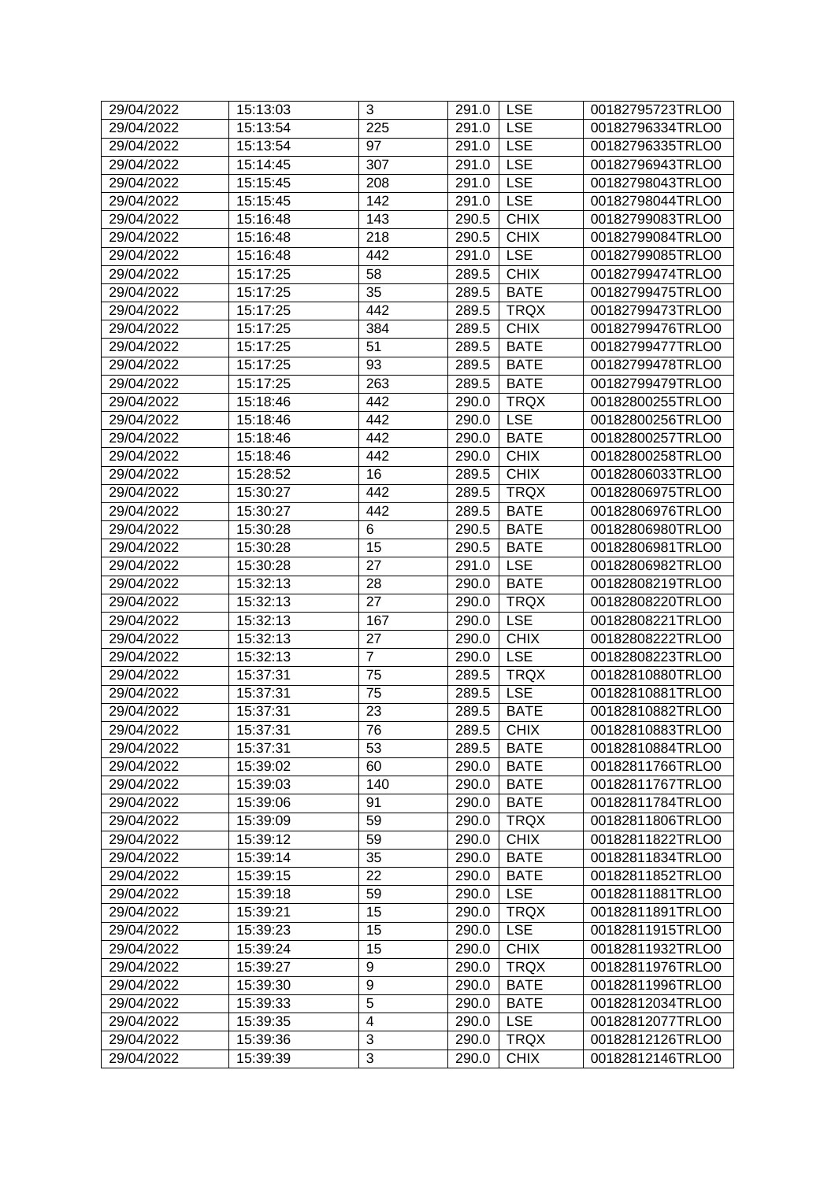| 29/04/2022 | 15:13:03 | 3 | 291.0 | LSE | 00182795723TRLO0 |
|---|---|---|---|---|---|
| 29/04/2022 | 15:13:54 | 225 | 291.0 | LSE | 00182796334TRLO0 |
| 29/04/2022 | 15:13:54 | 97 | 291.0 | LSE | 00182796335TRLO0 |
| 29/04/2022 | 15:14:45 | 307 | 291.0 | LSE | 00182796943TRLO0 |
| 29/04/2022 | 15:15:45 | 208 | 291.0 | LSE | 00182798043TRLO0 |
| 29/04/2022 | 15:15:45 | 142 | 291.0 | LSE | 00182798044TRLO0 |
| 29/04/2022 | 15:16:48 | 143 | 290.5 | CHIX | 00182799083TRLO0 |
| 29/04/2022 | 15:16:48 | 218 | 290.5 | CHIX | 00182799084TRLO0 |
| 29/04/2022 | 15:16:48 | 442 | 291.0 | LSE | 00182799085TRLO0 |
| 29/04/2022 | 15:17:25 | 58 | 289.5 | CHIX | 00182799474TRLO0 |
| 29/04/2022 | 15:17:25 | 35 | 289.5 | BATE | 00182799475TRLO0 |
| 29/04/2022 | 15:17:25 | 442 | 289.5 | TRQX | 00182799473TRLO0 |
| 29/04/2022 | 15:17:25 | 384 | 289.5 | CHIX | 00182799476TRLO0 |
| 29/04/2022 | 15:17:25 | 51 | 289.5 | BATE | 00182799477TRLO0 |
| 29/04/2022 | 15:17:25 | 93 | 289.5 | BATE | 00182799478TRLO0 |
| 29/04/2022 | 15:17:25 | 263 | 289.5 | BATE | 00182799479TRLO0 |
| 29/04/2022 | 15:18:46 | 442 | 290.0 | TRQX | 00182800255TRLO0 |
| 29/04/2022 | 15:18:46 | 442 | 290.0 | LSE | 00182800256TRLO0 |
| 29/04/2022 | 15:18:46 | 442 | 290.0 | BATE | 00182800257TRLO0 |
| 29/04/2022 | 15:18:46 | 442 | 290.0 | CHIX | 00182800258TRLO0 |
| 29/04/2022 | 15:28:52 | 16 | 289.5 | CHIX | 00182806033TRLO0 |
| 29/04/2022 | 15:30:27 | 442 | 289.5 | TRQX | 00182806975TRLO0 |
| 29/04/2022 | 15:30:27 | 442 | 289.5 | BATE | 00182806976TRLO0 |
| 29/04/2022 | 15:30:28 | 6 | 290.5 | BATE | 00182806980TRLO0 |
| 29/04/2022 | 15:30:28 | 15 | 290.5 | BATE | 00182806981TRLO0 |
| 29/04/2022 | 15:30:28 | 27 | 291.0 | LSE | 00182806982TRLO0 |
| 29/04/2022 | 15:32:13 | 28 | 290.0 | BATE | 00182808219TRLO0 |
| 29/04/2022 | 15:32:13 | 27 | 290.0 | TRQX | 00182808220TRLO0 |
| 29/04/2022 | 15:32:13 | 167 | 290.0 | LSE | 00182808221TRLO0 |
| 29/04/2022 | 15:32:13 | 27 | 290.0 | CHIX | 00182808222TRLO0 |
| 29/04/2022 | 15:32:13 | 7 | 290.0 | LSE | 00182808223TRLO0 |
| 29/04/2022 | 15:37:31 | 75 | 289.5 | TRQX | 00182810880TRLO0 |
| 29/04/2022 | 15:37:31 | 75 | 289.5 | LSE | 00182810881TRLO0 |
| 29/04/2022 | 15:37:31 | 23 | 289.5 | BATE | 00182810882TRLO0 |
| 29/04/2022 | 15:37:31 | 76 | 289.5 | CHIX | 00182810883TRLO0 |
| 29/04/2022 | 15:37:31 | 53 | 289.5 | BATE | 00182810884TRLO0 |
| 29/04/2022 | 15:39:02 | 60 | 290.0 | BATE | 00182811766TRLO0 |
| 29/04/2022 | 15:39:03 | 140 | 290.0 | BATE | 00182811767TRLO0 |
| 29/04/2022 | 15:39:06 | 91 | 290.0 | BATE | 00182811784TRLO0 |
| 29/04/2022 | 15:39:09 | 59 | 290.0 | TRQX | 00182811806TRLO0 |
| 29/04/2022 | 15:39:12 | 59 | 290.0 | CHIX | 00182811822TRLO0 |
| 29/04/2022 | 15:39:14 | 35 | 290.0 | BATE | 00182811834TRLO0 |
| 29/04/2022 | 15:39:15 | 22 | 290.0 | BATE | 00182811852TRLO0 |
| 29/04/2022 | 15:39:18 | 59 | 290.0 | LSE | 00182811881TRLO0 |
| 29/04/2022 | 15:39:21 | 15 | 290.0 | TRQX | 00182811891TRLO0 |
| 29/04/2022 | 15:39:23 | 15 | 290.0 | LSE | 00182811915TRLO0 |
| 29/04/2022 | 15:39:24 | 15 | 290.0 | CHIX | 00182811932TRLO0 |
| 29/04/2022 | 15:39:27 | 9 | 290.0 | TRQX | 00182811976TRLO0 |
| 29/04/2022 | 15:39:30 | 9 | 290.0 | BATE | 00182811996TRLO0 |
| 29/04/2022 | 15:39:33 | 5 | 290.0 | BATE | 00182812034TRLO0 |
| 29/04/2022 | 15:39:35 | 4 | 290.0 | LSE | 00182812077TRLO0 |
| 29/04/2022 | 15:39:36 | 3 | 290.0 | TRQX | 00182812126TRLO0 |
| 29/04/2022 | 15:39:39 | 3 | 290.0 | CHIX | 00182812146TRLO0 |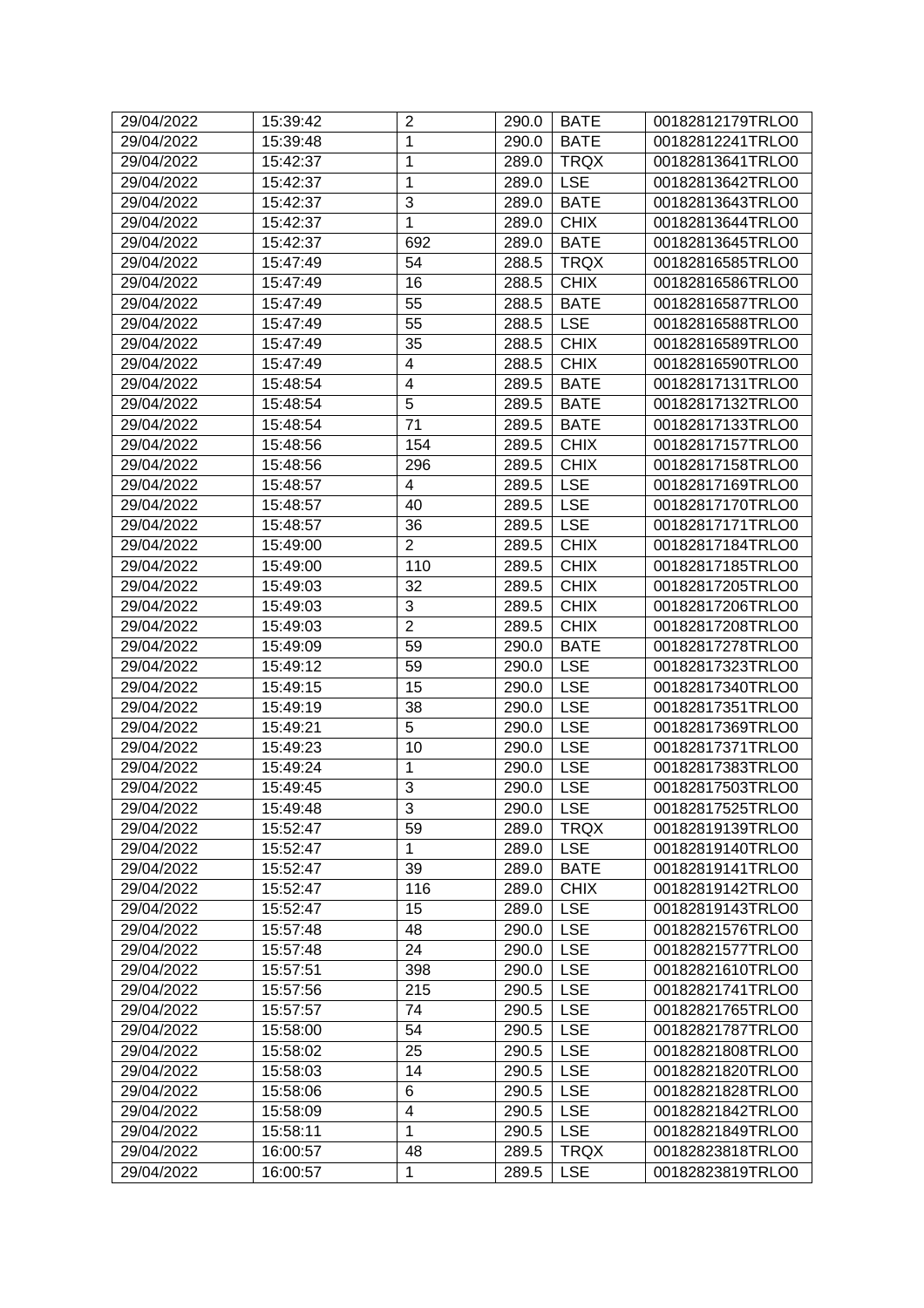| 29/04/2022 | 15:39:42 | 2 | 290.0 | BATE | 00182812179TRLO0 |
|---|---|---|---|---|---|
| 29/04/2022 | 15:39:48 | 1 | 290.0 | BATE | 00182812241TRLO0 |
| 29/04/2022 | 15:42:37 | 1 | 289.0 | TRQX | 00182813641TRLO0 |
| 29/04/2022 | 15:42:37 | 1 | 289.0 | LSE | 00182813642TRLO0 |
| 29/04/2022 | 15:42:37 | 3 | 289.0 | BATE | 00182813643TRLO0 |
| 29/04/2022 | 15:42:37 | 1 | 289.0 | CHIX | 00182813644TRLO0 |
| 29/04/2022 | 15:42:37 | 692 | 289.0 | BATE | 00182813645TRLO0 |
| 29/04/2022 | 15:47:49 | 54 | 288.5 | TRQX | 00182816585TRLO0 |
| 29/04/2022 | 15:47:49 | 16 | 288.5 | CHIX | 00182816586TRLO0 |
| 29/04/2022 | 15:47:49 | 55 | 288.5 | BATE | 00182816587TRLO0 |
| 29/04/2022 | 15:47:49 | 55 | 288.5 | LSE | 00182816588TRLO0 |
| 29/04/2022 | 15:47:49 | 35 | 288.5 | CHIX | 00182816589TRLO0 |
| 29/04/2022 | 15:47:49 | 4 | 288.5 | CHIX | 00182816590TRLO0 |
| 29/04/2022 | 15:48:54 | 4 | 289.5 | BATE | 00182817131TRLO0 |
| 29/04/2022 | 15:48:54 | 5 | 289.5 | BATE | 00182817132TRLO0 |
| 29/04/2022 | 15:48:54 | 71 | 289.5 | BATE | 00182817133TRLO0 |
| 29/04/2022 | 15:48:56 | 154 | 289.5 | CHIX | 00182817157TRLO0 |
| 29/04/2022 | 15:48:56 | 296 | 289.5 | CHIX | 00182817158TRLO0 |
| 29/04/2022 | 15:48:57 | 4 | 289.5 | LSE | 00182817169TRLO0 |
| 29/04/2022 | 15:48:57 | 40 | 289.5 | LSE | 00182817170TRLO0 |
| 29/04/2022 | 15:48:57 | 36 | 289.5 | LSE | 00182817171TRLO0 |
| 29/04/2022 | 15:49:00 | 2 | 289.5 | CHIX | 00182817184TRLO0 |
| 29/04/2022 | 15:49:00 | 110 | 289.5 | CHIX | 00182817185TRLO0 |
| 29/04/2022 | 15:49:03 | 32 | 289.5 | CHIX | 00182817205TRLO0 |
| 29/04/2022 | 15:49:03 | 3 | 289.5 | CHIX | 00182817206TRLO0 |
| 29/04/2022 | 15:49:03 | 2 | 289.5 | CHIX | 00182817208TRLO0 |
| 29/04/2022 | 15:49:09 | 59 | 290.0 | BATE | 00182817278TRLO0 |
| 29/04/2022 | 15:49:12 | 59 | 290.0 | LSE | 00182817323TRLO0 |
| 29/04/2022 | 15:49:15 | 15 | 290.0 | LSE | 00182817340TRLO0 |
| 29/04/2022 | 15:49:19 | 38 | 290.0 | LSE | 00182817351TRLO0 |
| 29/04/2022 | 15:49:21 | 5 | 290.0 | LSE | 00182817369TRLO0 |
| 29/04/2022 | 15:49:23 | 10 | 290.0 | LSE | 00182817371TRLO0 |
| 29/04/2022 | 15:49:24 | 1 | 290.0 | LSE | 00182817383TRLO0 |
| 29/04/2022 | 15:49:45 | 3 | 290.0 | LSE | 00182817503TRLO0 |
| 29/04/2022 | 15:49:48 | 3 | 290.0 | LSE | 00182817525TRLO0 |
| 29/04/2022 | 15:52:47 | 59 | 289.0 | TRQX | 00182819139TRLO0 |
| 29/04/2022 | 15:52:47 | 1 | 289.0 | LSE | 00182819140TRLO0 |
| 29/04/2022 | 15:52:47 | 39 | 289.0 | BATE | 00182819141TRLO0 |
| 29/04/2022 | 15:52:47 | 116 | 289.0 | CHIX | 00182819142TRLO0 |
| 29/04/2022 | 15:52:47 | 15 | 289.0 | LSE | 00182819143TRLO0 |
| 29/04/2022 | 15:57:48 | 48 | 290.0 | LSE | 00182821576TRLO0 |
| 29/04/2022 | 15:57:48 | 24 | 290.0 | LSE | 00182821577TRLO0 |
| 29/04/2022 | 15:57:51 | 398 | 290.0 | LSE | 00182821610TRLO0 |
| 29/04/2022 | 15:57:56 | 215 | 290.5 | LSE | 00182821741TRLO0 |
| 29/04/2022 | 15:57:57 | 74 | 290.5 | LSE | 00182821765TRLO0 |
| 29/04/2022 | 15:58:00 | 54 | 290.5 | LSE | 00182821787TRLO0 |
| 29/04/2022 | 15:58:02 | 25 | 290.5 | LSE | 00182821808TRLO0 |
| 29/04/2022 | 15:58:03 | 14 | 290.5 | LSE | 00182821820TRLO0 |
| 29/04/2022 | 15:58:06 | 6 | 290.5 | LSE | 00182821828TRLO0 |
| 29/04/2022 | 15:58:09 | 4 | 290.5 | LSE | 00182821842TRLO0 |
| 29/04/2022 | 15:58:11 | 1 | 290.5 | LSE | 00182821849TRLO0 |
| 29/04/2022 | 16:00:57 | 48 | 289.5 | TRQX | 00182823818TRLO0 |
| 29/04/2022 | 16:00:57 | 1 | 289.5 | LSE | 00182823819TRLO0 |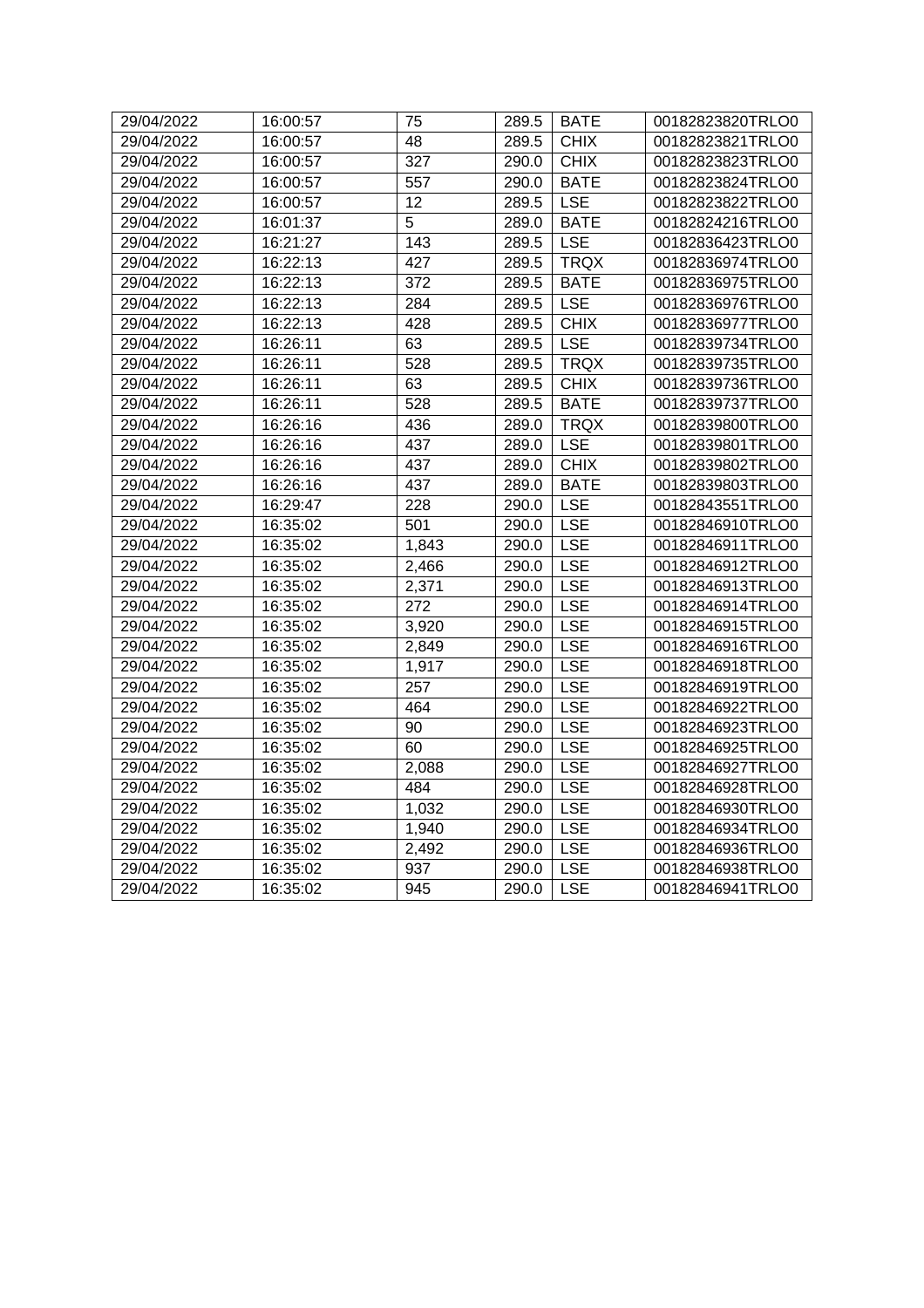| | | | | | |
|---|---|---|---|---|---|
| 29/04/2022 | 16:00:57 | 75 | 289.5 | BATE | 00182823820TRLO0 |
| 29/04/2022 | 16:00:57 | 48 | 289.5 | CHIX | 00182823821TRLO0 |
| 29/04/2022 | 16:00:57 | 327 | 290.0 | CHIX | 00182823823TRLO0 |
| 29/04/2022 | 16:00:57 | 557 | 290.0 | BATE | 00182823824TRLO0 |
| 29/04/2022 | 16:00:57 | 12 | 289.5 | LSE | 00182823822TRLO0 |
| 29/04/2022 | 16:01:37 | 5 | 289.0 | BATE | 00182824216TRLO0 |
| 29/04/2022 | 16:21:27 | 143 | 289.5 | LSE | 00182836423TRLO0 |
| 29/04/2022 | 16:22:13 | 427 | 289.5 | TRQX | 00182836974TRLO0 |
| 29/04/2022 | 16:22:13 | 372 | 289.5 | BATE | 00182836975TRLO0 |
| 29/04/2022 | 16:22:13 | 284 | 289.5 | LSE | 00182836976TRLO0 |
| 29/04/2022 | 16:22:13 | 428 | 289.5 | CHIX | 00182836977TRLO0 |
| 29/04/2022 | 16:26:11 | 63 | 289.5 | LSE | 00182839734TRLO0 |
| 29/04/2022 | 16:26:11 | 528 | 289.5 | TRQX | 00182839735TRLO0 |
| 29/04/2022 | 16:26:11 | 63 | 289.5 | CHIX | 00182839736TRLO0 |
| 29/04/2022 | 16:26:11 | 528 | 289.5 | BATE | 00182839737TRLO0 |
| 29/04/2022 | 16:26:16 | 436 | 289.0 | TRQX | 00182839800TRLO0 |
| 29/04/2022 | 16:26:16 | 437 | 289.0 | LSE | 00182839801TRLO0 |
| 29/04/2022 | 16:26:16 | 437 | 289.0 | CHIX | 00182839802TRLO0 |
| 29/04/2022 | 16:26:16 | 437 | 289.0 | BATE | 00182839803TRLO0 |
| 29/04/2022 | 16:29:47 | 228 | 290.0 | LSE | 00182843551TRLO0 |
| 29/04/2022 | 16:35:02 | 501 | 290.0 | LSE | 00182846910TRLO0 |
| 29/04/2022 | 16:35:02 | 1,843 | 290.0 | LSE | 00182846911TRLO0 |
| 29/04/2022 | 16:35:02 | 2,466 | 290.0 | LSE | 00182846912TRLO0 |
| 29/04/2022 | 16:35:02 | 2,371 | 290.0 | LSE | 00182846913TRLO0 |
| 29/04/2022 | 16:35:02 | 272 | 290.0 | LSE | 00182846914TRLO0 |
| 29/04/2022 | 16:35:02 | 3,920 | 290.0 | LSE | 00182846915TRLO0 |
| 29/04/2022 | 16:35:02 | 2,849 | 290.0 | LSE | 00182846916TRLO0 |
| 29/04/2022 | 16:35:02 | 1,917 | 290.0 | LSE | 00182846918TRLO0 |
| 29/04/2022 | 16:35:02 | 257 | 290.0 | LSE | 00182846919TRLO0 |
| 29/04/2022 | 16:35:02 | 464 | 290.0 | LSE | 00182846922TRLO0 |
| 29/04/2022 | 16:35:02 | 90 | 290.0 | LSE | 00182846923TRLO0 |
| 29/04/2022 | 16:35:02 | 60 | 290.0 | LSE | 00182846925TRLO0 |
| 29/04/2022 | 16:35:02 | 2,088 | 290.0 | LSE | 00182846927TRLO0 |
| 29/04/2022 | 16:35:02 | 484 | 290.0 | LSE | 00182846928TRLO0 |
| 29/04/2022 | 16:35:02 | 1,032 | 290.0 | LSE | 00182846930TRLO0 |
| 29/04/2022 | 16:35:02 | 1,940 | 290.0 | LSE | 00182846934TRLO0 |
| 29/04/2022 | 16:35:02 | 2,492 | 290.0 | LSE | 00182846936TRLO0 |
| 29/04/2022 | 16:35:02 | 937 | 290.0 | LSE | 00182846938TRLO0 |
| 29/04/2022 | 16:35:02 | 945 | 290.0 | LSE | 00182846941TRLO0 |